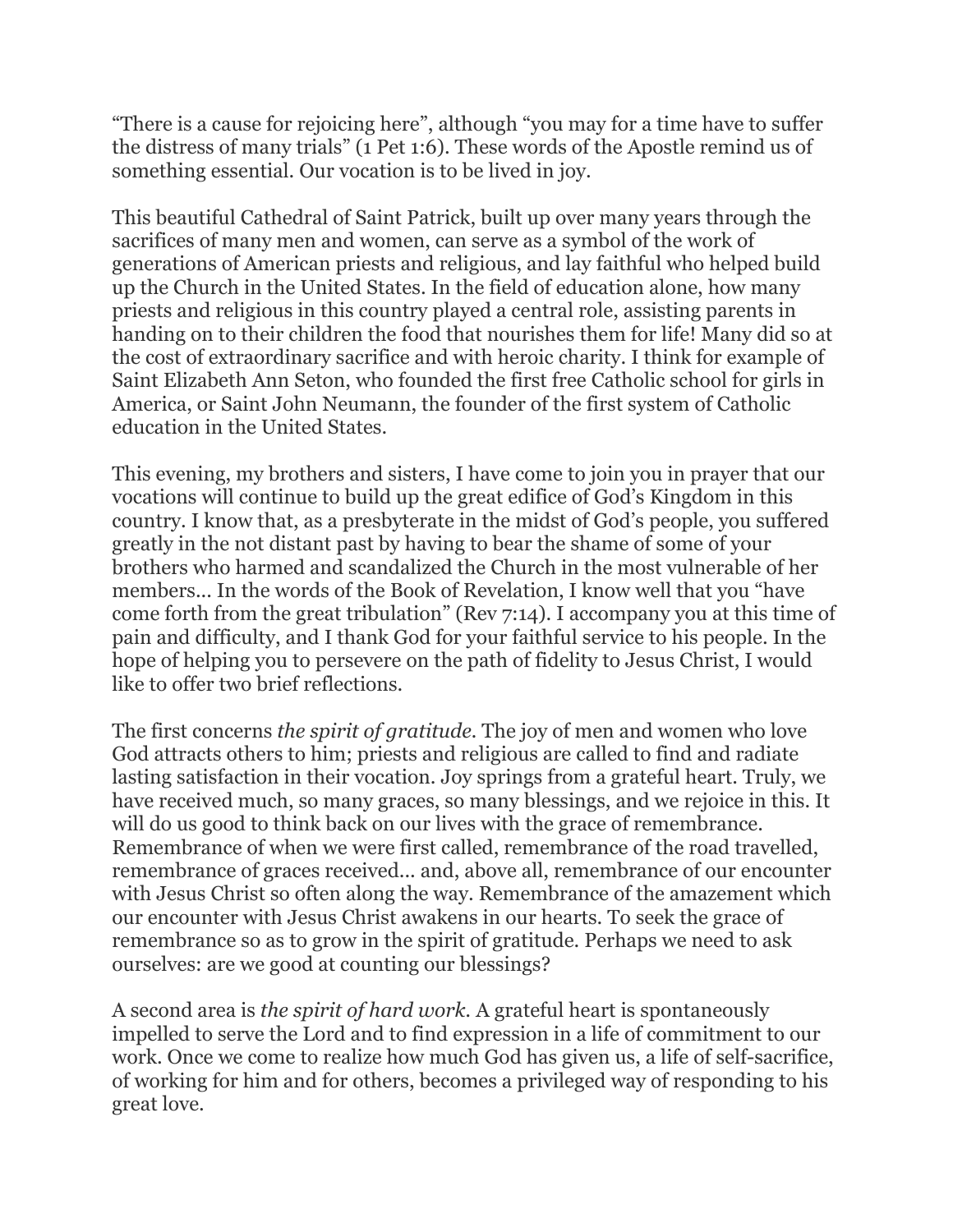"There is a cause for rejoicing here", although "you may for a time have to suffer the distress of many trials" (1 Pet 1:6). These words of the Apostle remind us of something essential. Our vocation is to be lived in joy.

This beautiful Cathedral of Saint Patrick, built up over many years through the sacrifices of many men and women, can serve as a symbol of the work of generations of American priests and religious, and lay faithful who helped build up the Church in the United States. In the field of education alone, how many priests and religious in this country played a central role, assisting parents in handing on to their children the food that nourishes them for life! Many did so at the cost of extraordinary sacrifice and with heroic charity. I think for example of Saint Elizabeth Ann Seton, who founded the first free Catholic school for girls in America, or Saint John Neumann, the founder of the first system of Catholic education in the United States.

This evening, my brothers and sisters, I have come to join you in prayer that our vocations will continue to build up the great edifice of God's Kingdom in this country. I know that, as a presbyterate in the midst of God's people, you suffered greatly in the not distant past by having to bear the shame of some of your brothers who harmed and scandalized the Church in the most vulnerable of her members... In the words of the Book of Revelation, I know well that you "have come forth from the great tribulation" (Rev 7:14). I accompany you at this time of pain and difficulty, and I thank God for your faithful service to his people. In the hope of helping you to persevere on the path of fidelity to Jesus Christ, I would like to offer two brief reflections.

The first concerns *the spirit of gratitude*. The joy of men and women who love God attracts others to him; priests and religious are called to find and radiate lasting satisfaction in their vocation. Joy springs from a grateful heart. Truly, we have received much, so many graces, so many blessings, and we rejoice in this. It will do us good to think back on our lives with the grace of remembrance. Remembrance of when we were first called, remembrance of the road travelled, remembrance of graces received... and, above all, remembrance of our encounter with Jesus Christ so often along the way. Remembrance of the amazement which our encounter with Jesus Christ awakens in our hearts. To seek the grace of remembrance so as to grow in the spirit of gratitude. Perhaps we need to ask ourselves: are we good at counting our blessings?

A second area is *the spirit of hard work*. A grateful heart is spontaneously impelled to serve the Lord and to find expression in a life of commitment to our work. Once we come to realize how much God has given us, a life of self-sacrifice, of working for him and for others, becomes a privileged way of responding to his great love.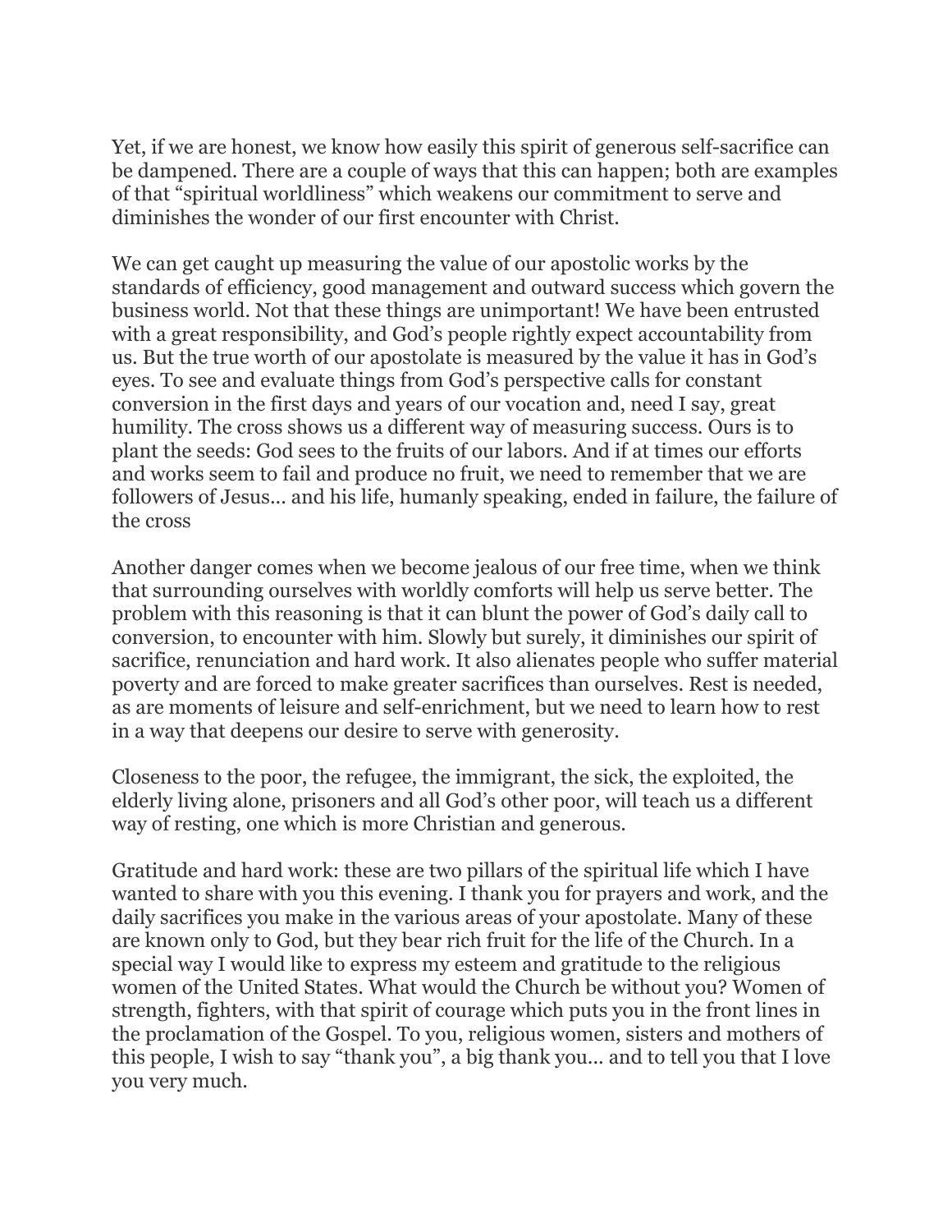Yet, if we are honest, we know how easily this spirit of generous self-sacrifice can be dampened. There are a couple of ways that this can happen; both are examples of that "spiritual worldliness" which weakens our commitment to serve and diminishes the wonder of our first encounter with Christ.

We can get caught up measuring the value of our apostolic works by the standards of efficiency, good management and outward success which govern the business world. Not that these things are unimportant! We have been entrusted with a great responsibility, and God's people rightly expect accountability from us. But the true worth of our apostolate is measured by the value it has in God's eyes. To see and evaluate things from God's perspective calls for constant conversion in the first days and years of our vocation and, need I say, great humility. The cross shows us a different way of measuring success. Ours is to plant the seeds: God sees to the fruits of our labors. And if at times our efforts and works seem to fail and produce no fruit, we need to remember that we are followers of Jesus... and his life, humanly speaking, ended in failure, the failure of the cross

Another danger comes when we become jealous of our free time, when we think that surrounding ourselves with worldly comforts will help us serve better. The problem with this reasoning is that it can blunt the power of God's daily call to conversion, to encounter with him. Slowly but surely, it diminishes our spirit of sacrifice, renunciation and hard work. It also alienates people who suffer material poverty and are forced to make greater sacrifices than ourselves. Rest is needed, as are moments of leisure and self-enrichment, but we need to learn how to rest in a way that deepens our desire to serve with generosity.

Closeness to the poor, the refugee, the immigrant, the sick, the exploited, the elderly living alone, prisoners and all God's other poor, will teach us a different way of resting, one which is more Christian and generous.

Gratitude and hard work: these are two pillars of the spiritual life which I have wanted to share with you this evening. I thank you for prayers and work, and the daily sacrifices you make in the various areas of your apostolate. Many of these are known only to God, but they bear rich fruit for the life of the Church. In a special way I would like to express my esteem and gratitude to the religious women of the United States. What would the Church be without you? Women of strength, fighters, with that spirit of courage which puts you in the front lines in the proclamation of the Gospel. To you, religious women, sisters and mothers of this people, I wish to say "thank you", a big thank you... and to tell you that I love you very much.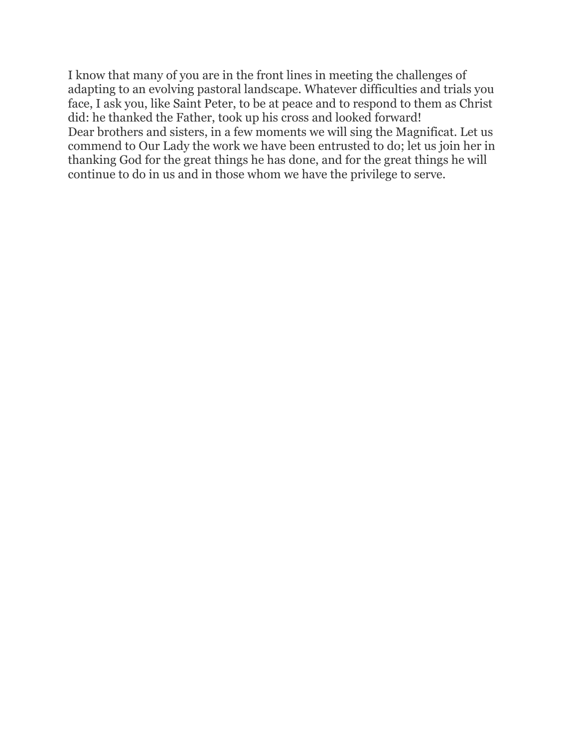I know that many of you are in the front lines in meeting the challenges of adapting to an evolving pastoral landscape. Whatever difficulties and trials you face, I ask you, like Saint Peter, to be at peace and to respond to them as Christ did: he thanked the Father, took up his cross and looked forward!

Dear brothers and sisters, in a few moments we will sing the Magnificat. Let us commend to Our Lady the work we have been entrusted to do; let us join her in thanking God for the great things he has done, and for the great things he will continue to do in us and in those whom we have the privilege to serve.